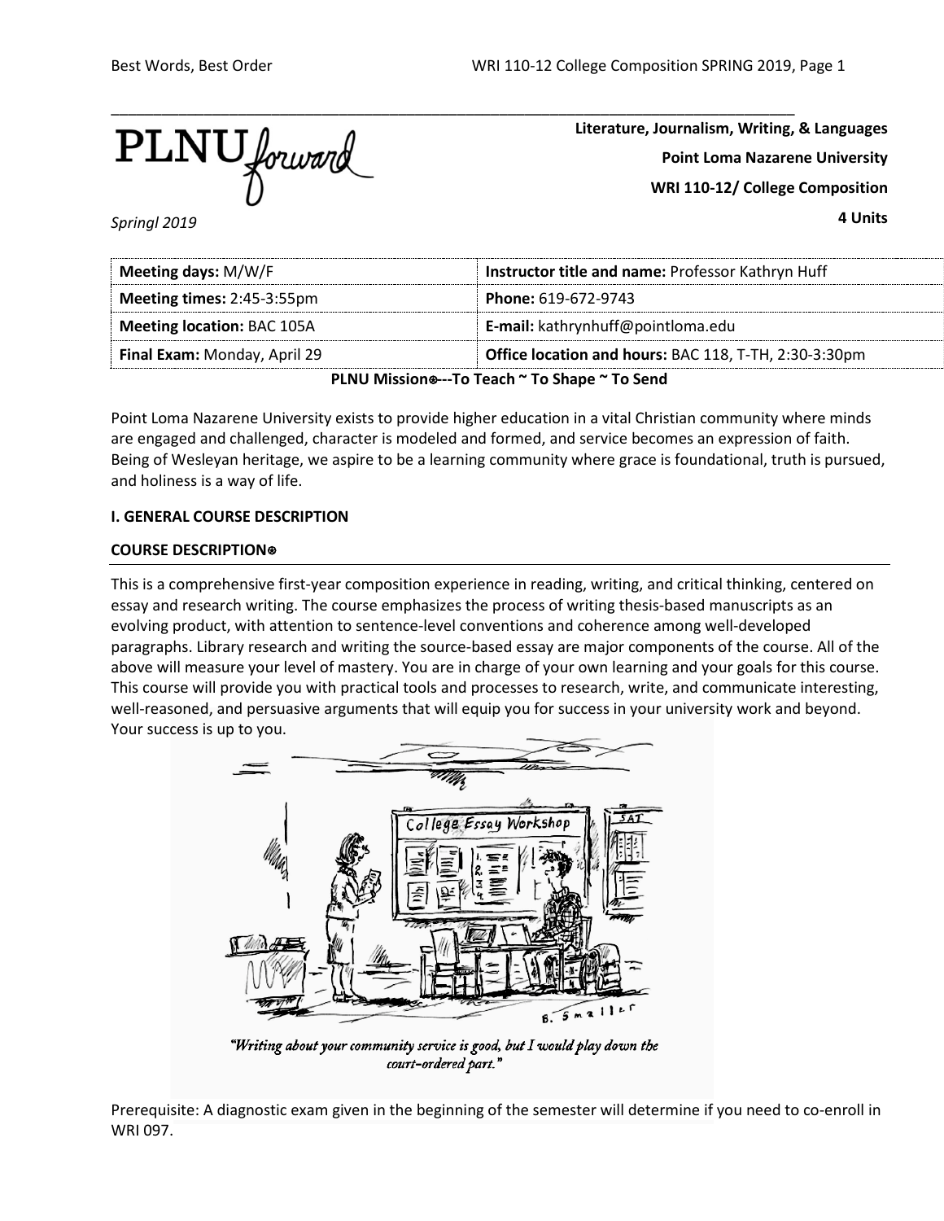PLNU forward

**Literature, Journalism, Writing, & Languages**

**Point Loma Nazarene University**

**WRI 110-12/ College Composition**

**4 Units**

*Springl 2019*

| **Meeting days:** M/W/F | **Instructor title and name:** Professor Kathryn Huff |
|---|---|
| **Meeting times:** 2:45-3:55pm | **Phone:** 619-672-9743 |
| **Meeting location:** BAC 105A | **E-mail:** kathrynhuff@pointloma.edu |
| **Final Exam:** Monday, April 29 | **Office location and hours:** BAC 118, T-TH, 2:30-3:30pm |

**PLNU Mission⊛---To Teach ~ To Shape ~ To Send**

Point Loma Nazarene University exists to provide higher education in a vital Christian community where minds are engaged and challenged, character is modeled and formed, and service becomes an expression of faith. Being of Wesleyan heritage, we aspire to be a learning community where grace is foundational, truth is pursued, and holiness is a way of life.

**I. GENERAL COURSE DESCRIPTION**

**COURSE DESCRIPTION⊛**

This is a comprehensive first-year composition experience in reading, writing, and critical thinking, centered on essay and research writing. The course emphasizes the process of writing thesis-based manuscripts as an evolving product, with attention to sentence-level conventions and coherence among well-developed paragraphs. Library research and writing the source-based essay are major components of the course. All of the above will measure your level of mastery. You are in charge of your own learning and your goals for this course. This course will provide you with practical tools and processes to research, write, and communicate interesting, well-reasoned, and persuasive arguments that will equip you for success in your university work and beyond. Your success is up to you.

*"Writing about your community service is good, but I would play down the court-ordered part."*

Prerequisite: A diagnostic exam given in the beginning of the semester will determine if you need to co-enroll in WRI 097.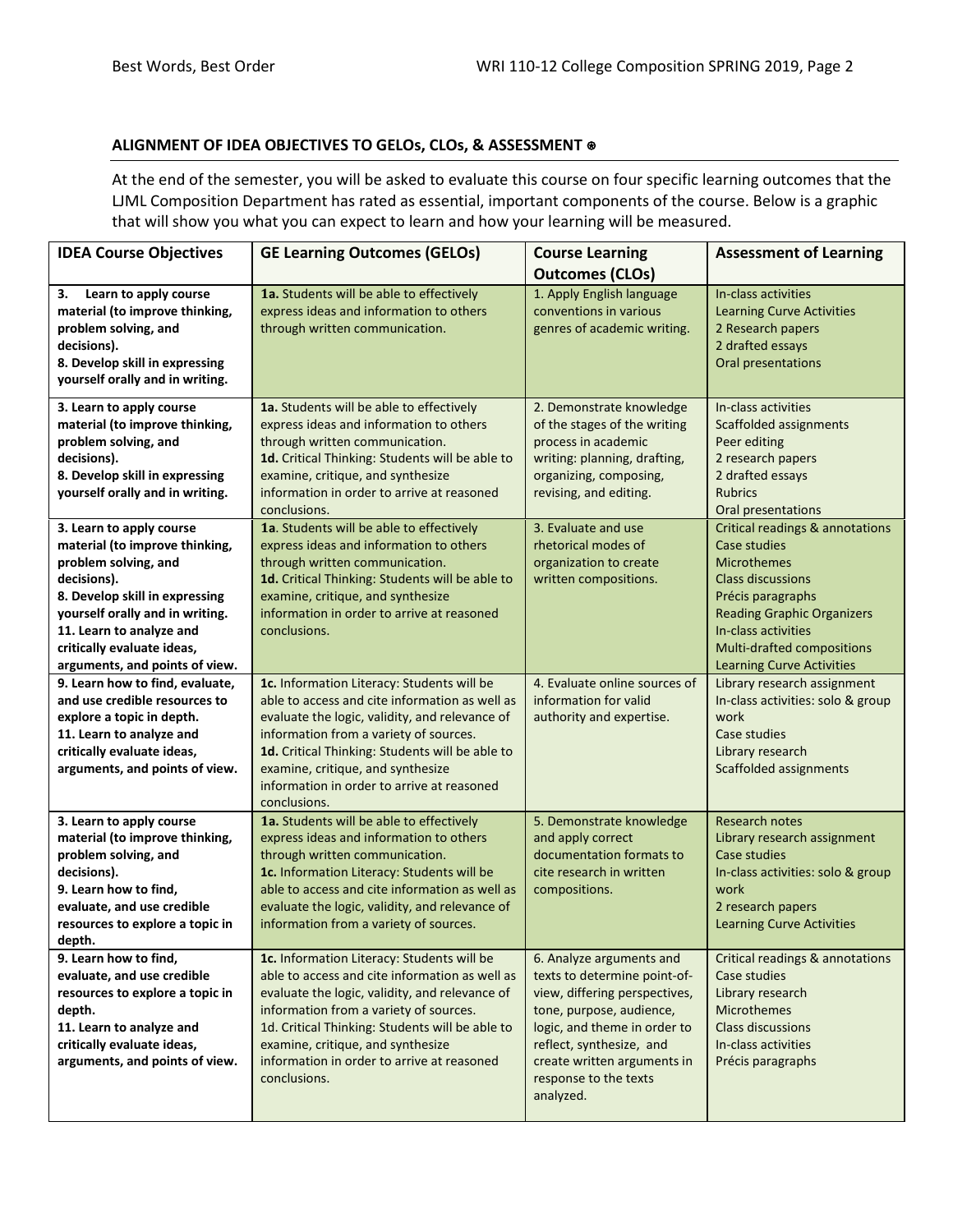## ALIGNMENT OF IDEA OBJECTIVES TO GELOs, CLOs, & ASSESSMENT ⊛

At the end of the semester, you will be asked to evaluate this course on four specific learning outcomes that the LJML Composition Department has rated as essential, important components of the course. Below is a graphic that will show you what you can expect to learn and how your learning will be measured.

| IDEA Course Objectives | GE Learning Outcomes (GELOs) | Course Learning Outcomes (CLOs) | Assessment of Learning |
|---|---|---|---|
| **3. Learn to apply course material (to improve thinking, problem solving, and decisions).**<br>**8. Develop skill in expressing yourself orally and in writing.** | **1a.** Students will be able to effectively express ideas and information to others through written communication. | 1. Apply English language conventions in various genres of academic writing. | In-class activities<br>Learning Curve Activities<br>2 Research papers<br>2 drafted essays<br>Oral presentations |
| **3. Learn to apply course material (to improve thinking, problem solving, and decisions).**<br>**8. Develop skill in expressing yourself orally and in writing.** | **1a.** Students will be able to effectively express ideas and information to others through written communication.<br>**1d.** Critical Thinking: Students will be able to examine, critique, and synthesize information in order to arrive at reasoned conclusions. | 2. Demonstrate knowledge of the stages of the writing process in academic writing: planning, drafting, organizing, composing, revising, and editing. | In-class activities<br>Scaffolded assignments<br>Peer editing<br>2 research papers<br>2 drafted essays<br>Rubrics<br>Oral presentations |
| **3. Learn to apply course material (to improve thinking, problem solving, and decisions).**<br>**8. Develop skill in expressing yourself orally and in writing.**<br>**11. Learn to analyze and critically evaluate ideas, arguments, and points of view.** | **1a**. Students will be able to effectively express ideas and information to others through written communication.<br>**1d.** Critical Thinking: Students will be able to examine, critique, and synthesize information in order to arrive at reasoned conclusions. | 3. Evaluate and use rhetorical modes of organization to create written compositions. | Critical readings & annotations<br>Case studies<br>Microthemes<br>Class discussions<br>Précis paragraphs<br>Reading Graphic Organizers<br>In-class activities<br>Multi-drafted compositions<br>Learning Curve Activities |
| **9. Learn how to find, evaluate, and use credible resources to explore a topic in depth.**<br>**11. Learn to analyze and critically evaluate ideas, arguments, and points of view.** | **1c.** Information Literacy: Students will be able to access and cite information as well as evaluate the logic, validity, and relevance of information from a variety of sources.<br>**1d.** Critical Thinking: Students will be able to examine, critique, and synthesize information in order to arrive at reasoned conclusions. | 4. Evaluate online sources of information for valid authority and expertise. | Library research assignment<br>In-class activities: solo & group work<br>Case studies<br>Library research<br>Scaffolded assignments |
| **3. Learn to apply course material (to improve thinking, problem solving, and decisions).**<br>**9. Learn how to find, evaluate, and use credible resources to explore a topic in depth.** | **1a.** Students will be able to effectively express ideas and information to others through written communication.<br>**1c.** Information Literacy: Students will be able to access and cite information as well as evaluate the logic, validity, and relevance of information from a variety of sources. | 5. Demonstrate knowledge and apply correct documentation formats to cite research in written compositions. | Research notes<br>Library research assignment<br>Case studies<br>In-class activities: solo & group work<br>2 research papers<br>Learning Curve Activities |
| **9. Learn how to find, evaluate, and use credible resources to explore a topic in depth.**<br>**11. Learn to analyze and critically evaluate ideas, arguments, and points of view.** | **1c.** Information Literacy: Students will be able to access and cite information as well as evaluate the logic, validity, and relevance of information from a variety of sources.<br>1d. Critical Thinking: Students will be able to examine, critique, and synthesize information in order to arrive at reasoned conclusions. | 6. Analyze arguments and texts to determine point-of-view, differing perspectives, tone, purpose, audience, logic, and theme in order to reflect, synthesize, and create written arguments in response to the texts analyzed. | Critical readings & annotations<br>Case studies<br>Library research<br>Microthemes<br>Class discussions<br>In-class activities<br>Précis paragraphs |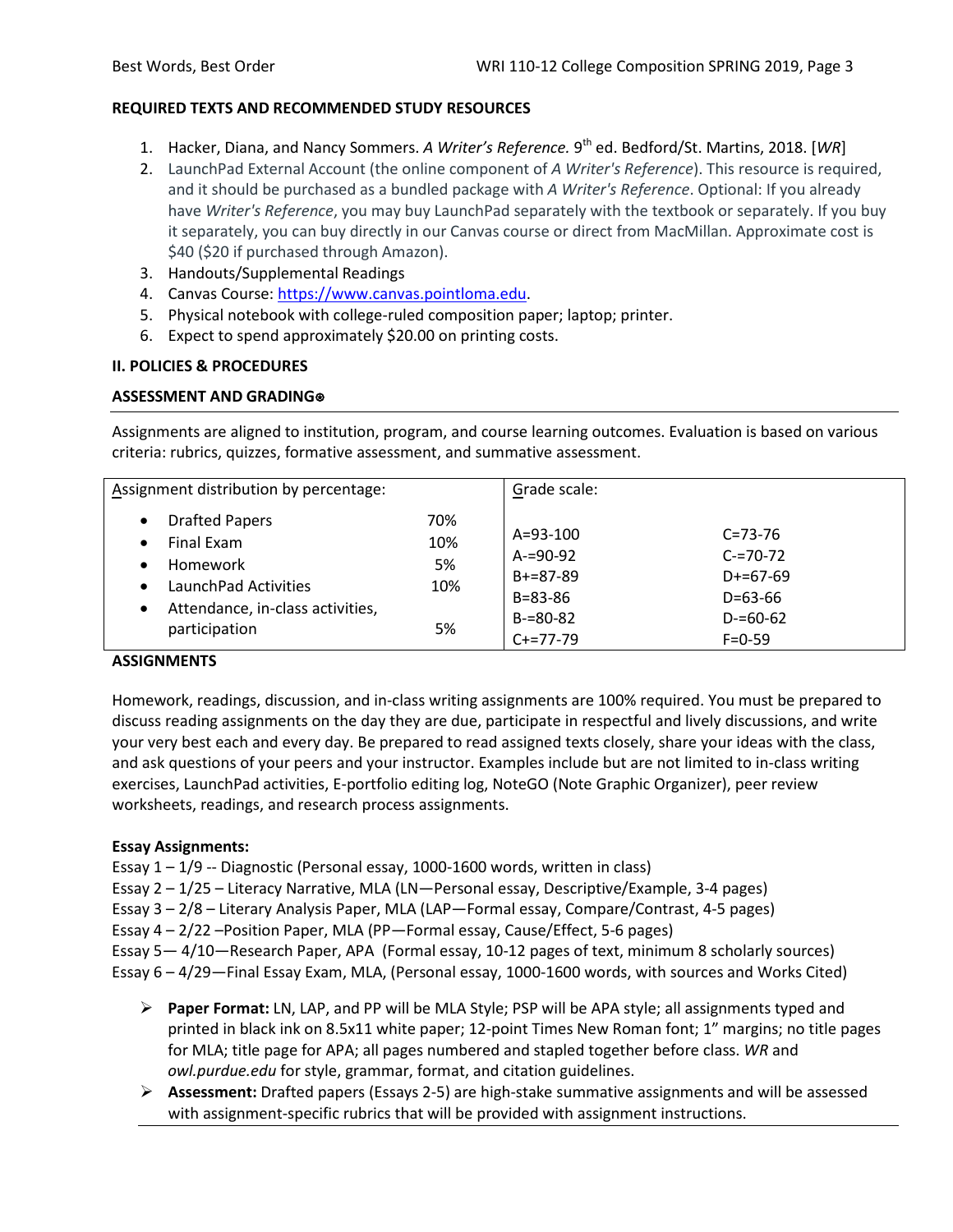**REQUIRED TEXTS AND RECOMMENDED STUDY RESOURCES**

1. Hacker, Diana, and Nancy Sommers. *A Writer's Reference.* 9th ed. Bedford/St. Martins, 2018. [*WR*]
2. LaunchPad External Account (the online component of *A Writer's Reference*). This resource is required, and it should be purchased as a bundled package with *A Writer's Reference*. Optional: If you already have *Writer's Reference*, you may buy LaunchPad separately with the textbook or separately. If you buy it separately, you can buy directly in our Canvas course or direct from MacMillan. Approximate cost is $40 ($20 if purchased through Amazon).
3. Handouts/Supplemental Readings
4. Canvas Course: https://www.canvas.pointloma.edu.
5. Physical notebook with college-ruled composition paper; laptop; printer.
6. Expect to spend approximately $20.00 on printing costs.

**II. POLICIES & PROCEDURES**

**ASSESSMENT AND GRADING⊛**

Assignments are aligned to institution, program, and course learning outcomes. Evaluation is based on various criteria: rubrics, quizzes, formative assessment, and summative assessment.

| Assignment distribution by percentage: | | Grade scale: | |
|---|---|---|---|
| • Drafted Papers | 70% | A=93-100 | C=73-76 |
| • Final Exam | 10% | A-=90-92 | C-=70-72 |
| • Homework | 5% | B+=87-89 | D+=67-69 |
| • LaunchPad Activities | 10% | B=83-86 | D=63-66 |
| • Attendance, in-class activities, participation | 5% | B-=80-82 | D-=60-62 |
| | | C+=77-79 | F=0-59 |

**ASSIGNMENTS**

Homework, readings, discussion, and in-class writing assignments are 100% required. You must be prepared to discuss reading assignments on the day they are due, participate in respectful and lively discussions, and write your very best each and every day. Be prepared to read assigned texts closely, share your ideas with the class, and ask questions of your peers and your instructor. Examples include but are not limited to in-class writing exercises, LaunchPad activities, E-portfolio editing log, NoteGO (Note Graphic Organizer), peer review worksheets, readings, and research process assignments.

**Essay Assignments:**

Essay 1 – 1/9 -- Diagnostic (Personal essay, 1000-1600 words, written in class)
Essay 2 – 1/25 – Literacy Narrative, MLA (LN—Personal essay, Descriptive/Example, 3-4 pages)
Essay 3 – 2/8 – Literary Analysis Paper, MLA (LAP—Formal essay, Compare/Contrast, 4-5 pages)
Essay 4 – 2/22 –Position Paper, MLA (PP—Formal essay, Cause/Effect, 5-6 pages)
Essay 5— 4/10—Research Paper, APA (Formal essay, 10-12 pages of text, minimum 8 scholarly sources)
Essay 6 – 4/29—Final Essay Exam, MLA, (Personal essay, 1000-1600 words, with sources and Works Cited)

- **Paper Format:** LN, LAP, and PP will be MLA Style; PSP will be APA style; all assignments typed and printed in black ink on 8.5x11 white paper; 12-point Times New Roman font; 1" margins; no title pages for MLA; title page for APA; all pages numbered and stapled together before class. *WR* and *owl.purdue.edu* for style, grammar, format, and citation guidelines.
- **Assessment:** Drafted papers (Essays 2-5) are high-stake summative assignments and will be assessed with assignment-specific rubrics that will be provided with assignment instructions.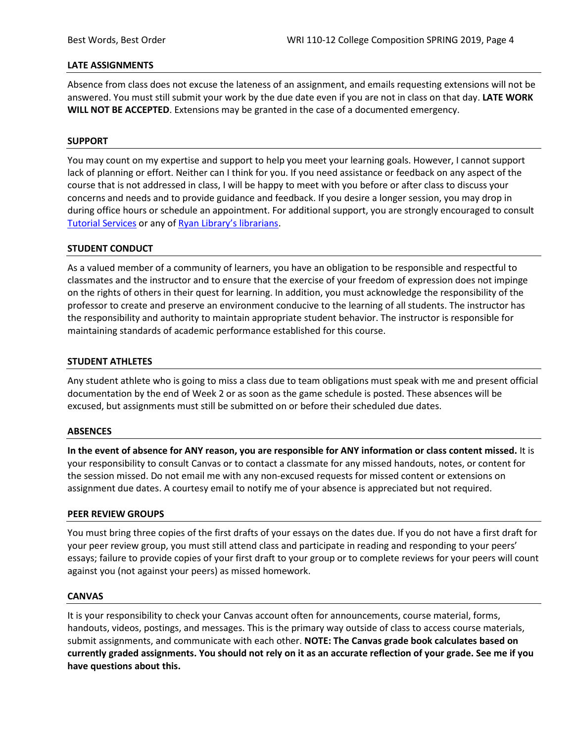## LATE ASSIGNMENTS

Absence from class does not excuse the lateness of an assignment, and emails requesting extensions will not be answered. You must still submit your work by the due date even if you are not in class on that day. **LATE WORK WILL NOT BE ACCEPTED**. Extensions may be granted in the case of a documented emergency.

## SUPPORT

You may count on my expertise and support to help you meet your learning goals. However, I cannot support lack of planning or effort. Neither can I think for you. If you need assistance or feedback on any aspect of the course that is not addressed in class, I will be happy to meet with you before or after class to discuss your concerns and needs and to provide guidance and feedback. If you desire a longer session, you may drop in during office hours or schedule an appointment. For additional support, you are strongly encouraged to consult Tutorial Services or any of Ryan Library's librarians.

## STUDENT CONDUCT

As a valued member of a community of learners, you have an obligation to be responsible and respectful to classmates and the instructor and to ensure that the exercise of your freedom of expression does not impinge on the rights of others in their quest for learning. In addition, you must acknowledge the responsibility of the professor to create and preserve an environment conducive to the learning of all students. The instructor has the responsibility and authority to maintain appropriate student behavior. The instructor is responsible for maintaining standards of academic performance established for this course.

## STUDENT ATHLETES

Any student athlete who is going to miss a class due to team obligations must speak with me and present official documentation by the end of Week 2 or as soon as the game schedule is posted. These absences will be excused, but assignments must still be submitted on or before their scheduled due dates.

## ABSENCES

**In the event of absence for ANY reason, you are responsible for ANY information or class content missed.** It is your responsibility to consult Canvas or to contact a classmate for any missed handouts, notes, or content for the session missed. Do not email me with any non-excused requests for missed content or extensions on assignment due dates. A courtesy email to notify me of your absence is appreciated but not required.

## PEER REVIEW GROUPS

You must bring three copies of the first drafts of your essays on the dates due. If you do not have a first draft for your peer review group, you must still attend class and participate in reading and responding to your peers' essays; failure to provide copies of your first draft to your group or to complete reviews for your peers will count against you (not against your peers) as missed homework.

## CANVAS

It is your responsibility to check your Canvas account often for announcements, course material, forms, handouts, videos, postings, and messages. This is the primary way outside of class to access course materials, submit assignments, and communicate with each other. **NOTE: The Canvas grade book calculates based on currently graded assignments. You should not rely on it as an accurate reflection of your grade. See me if you have questions about this.**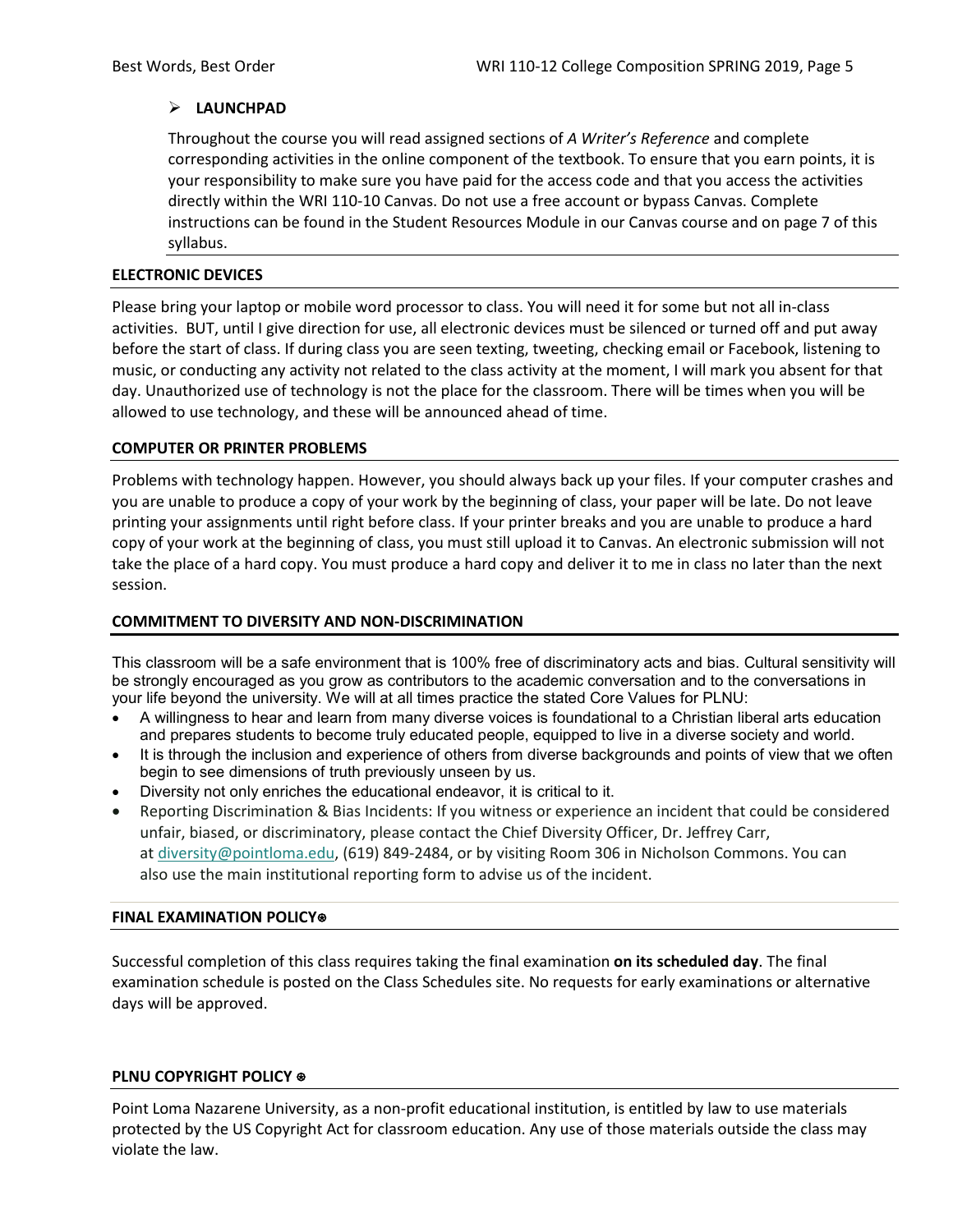- **LAUNCHPAD**

  Throughout the course you will read assigned sections of *A Writer's Reference* and complete corresponding activities in the online component of the textbook. To ensure that you earn points, it is your responsibility to make sure you have paid for the access code and that you access the activities directly within the WRI 110-10 Canvas. Do not use a free account or bypass Canvas. Complete instructions can be found in the Student Resources Module in our Canvas course and on page 7 of this syllabus.

## ELECTRONIC DEVICES

Please bring your laptop or mobile word processor to class. You will need it for some but not all in-class activities. BUT, until I give direction for use, all electronic devices must be silenced or turned off and put away before the start of class. If during class you are seen texting, tweeting, checking email or Facebook, listening to music, or conducting any activity not related to the class activity at the moment, I will mark you absent for that day. Unauthorized use of technology is not the place for the classroom. There will be times when you will be allowed to use technology, and these will be announced ahead of time.

## COMPUTER OR PRINTER PROBLEMS

Problems with technology happen. However, you should always back up your files. If your computer crashes and you are unable to produce a copy of your work by the beginning of class, your paper will be late. Do not leave printing your assignments until right before class. If your printer breaks and you are unable to produce a hard copy of your work at the beginning of class, you must still upload it to Canvas. An electronic submission will not take the place of a hard copy. You must produce a hard copy and deliver it to me in class no later than the next session.

## COMMITMENT TO DIVERSITY AND NON-DISCRIMINATION

This classroom will be a safe environment that is 100% free of discriminatory acts and bias. Cultural sensitivity will be strongly encouraged as you grow as contributors to the academic conversation and to the conversations in your life beyond the university. We will at all times practice the stated Core Values for PLNU:

- A willingness to hear and learn from many diverse voices is foundational to a Christian liberal arts education and prepares students to become truly educated people, equipped to live in a diverse society and world.
- It is through the inclusion and experience of others from diverse backgrounds and points of view that we often begin to see dimensions of truth previously unseen by us.
- Diversity not only enriches the educational endeavor, it is critical to it.
- Reporting Discrimination & Bias Incidents: If you witness or experience an incident that could be considered unfair, biased, or discriminatory, please contact the Chief Diversity Officer, Dr. Jeffrey Carr, at diversity@pointloma.edu, (619) 849-2484, or by visiting Room 306 in Nicholson Commons. You can also use the main institutional reporting form to advise us of the incident.

## FINAL EXAMINATION POLICY⊛

Successful completion of this class requires taking the final examination **on its scheduled day**. The final examination schedule is posted on the Class Schedules site. No requests for early examinations or alternative days will be approved.

## PLNU COPYRIGHT POLICY ⊛

Point Loma Nazarene University, as a non-profit educational institution, is entitled by law to use materials protected by the US Copyright Act for classroom education. Any use of those materials outside the class may violate the law.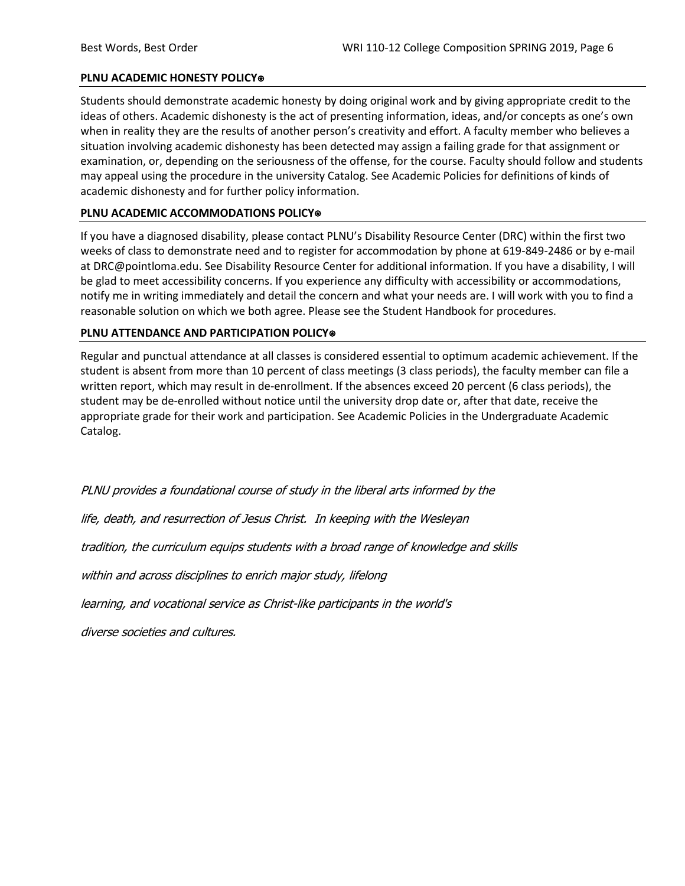**PLNU ACADEMIC HONESTY POLICY⊛**

Students should demonstrate academic honesty by doing original work and by giving appropriate credit to the ideas of others. Academic dishonesty is the act of presenting information, ideas, and/or concepts as one's own when in reality they are the results of another person's creativity and effort. A faculty member who believes a situation involving academic dishonesty has been detected may assign a failing grade for that assignment or examination, or, depending on the seriousness of the offense, for the course. Faculty should follow and students may appeal using the procedure in the university Catalog. See Academic Policies for definitions of kinds of academic dishonesty and for further policy information.

**PLNU ACADEMIC ACCOMMODATIONS POLICY⊛**

If you have a diagnosed disability, please contact PLNU's Disability Resource Center (DRC) within the first two weeks of class to demonstrate need and to register for accommodation by phone at 619-849-2486 or by e-mail at DRC@pointloma.edu. See Disability Resource Center for additional information. If you have a disability, I will be glad to meet accessibility concerns. If you experience any difficulty with accessibility or accommodations, notify me in writing immediately and detail the concern and what your needs are. I will work with you to find a reasonable solution on which we both agree. Please see the Student Handbook for procedures.

**PLNU ATTENDANCE AND PARTICIPATION POLICY⊛**

Regular and punctual attendance at all classes is considered essential to optimum academic achievement. If the student is absent from more than 10 percent of class meetings (3 class periods), the faculty member can file a written report, which may result in de-enrollment. If the absences exceed 20 percent (6 class periods), the student may be de-enrolled without notice until the university drop date or, after that date, receive the appropriate grade for their work and participation. See Academic Policies in the Undergraduate Academic Catalog.

*PLNU provides a foundational course of study in the liberal arts informed by the life, death, and resurrection of Jesus Christ. In keeping with the Wesleyan tradition, the curriculum equips students with a broad range of knowledge and skills within and across disciplines to enrich major study, lifelong learning, and vocational service as Christ-like participants in the world's diverse societies and cultures.*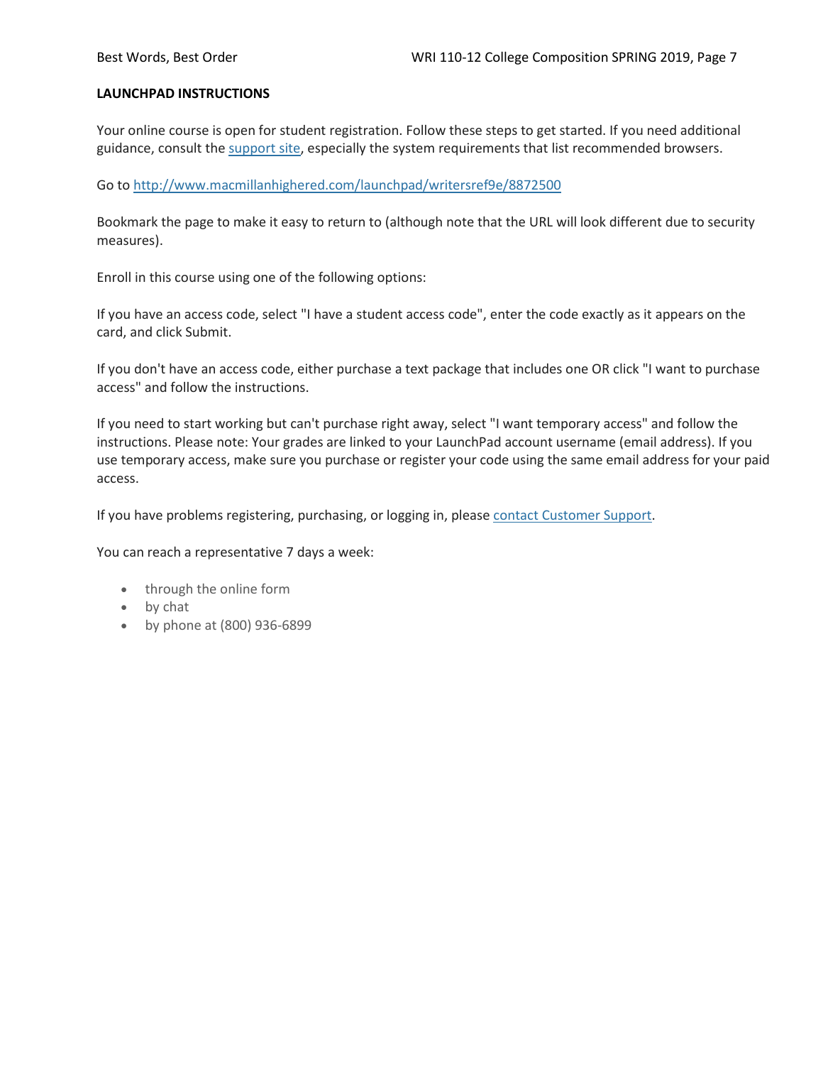**LAUNCHPAD INSTRUCTIONS**

Your online course is open for student registration. Follow these steps to get started. If you need additional guidance, consult the support site, especially the system requirements that list recommended browsers.

Go to http://www.macmillanhighered.com/launchpad/writersref9e/8872500

Bookmark the page to make it easy to return to (although note that the URL will look different due to security measures).

Enroll in this course using one of the following options:

If you have an access code, select "I have a student access code", enter the code exactly as it appears on the card, and click Submit.

If you don't have an access code, either purchase a text package that includes one OR click "I want to purchase access" and follow the instructions.

If you need to start working but can't purchase right away, select "I want temporary access" and follow the instructions. Please note: Your grades are linked to your LaunchPad account username (email address). If you use temporary access, make sure you purchase or register your code using the same email address for your paid access.

If you have problems registering, purchasing, or logging in, please contact Customer Support.

You can reach a representative 7 days a week:

- through the online form
- by chat
- by phone at (800) 936-6899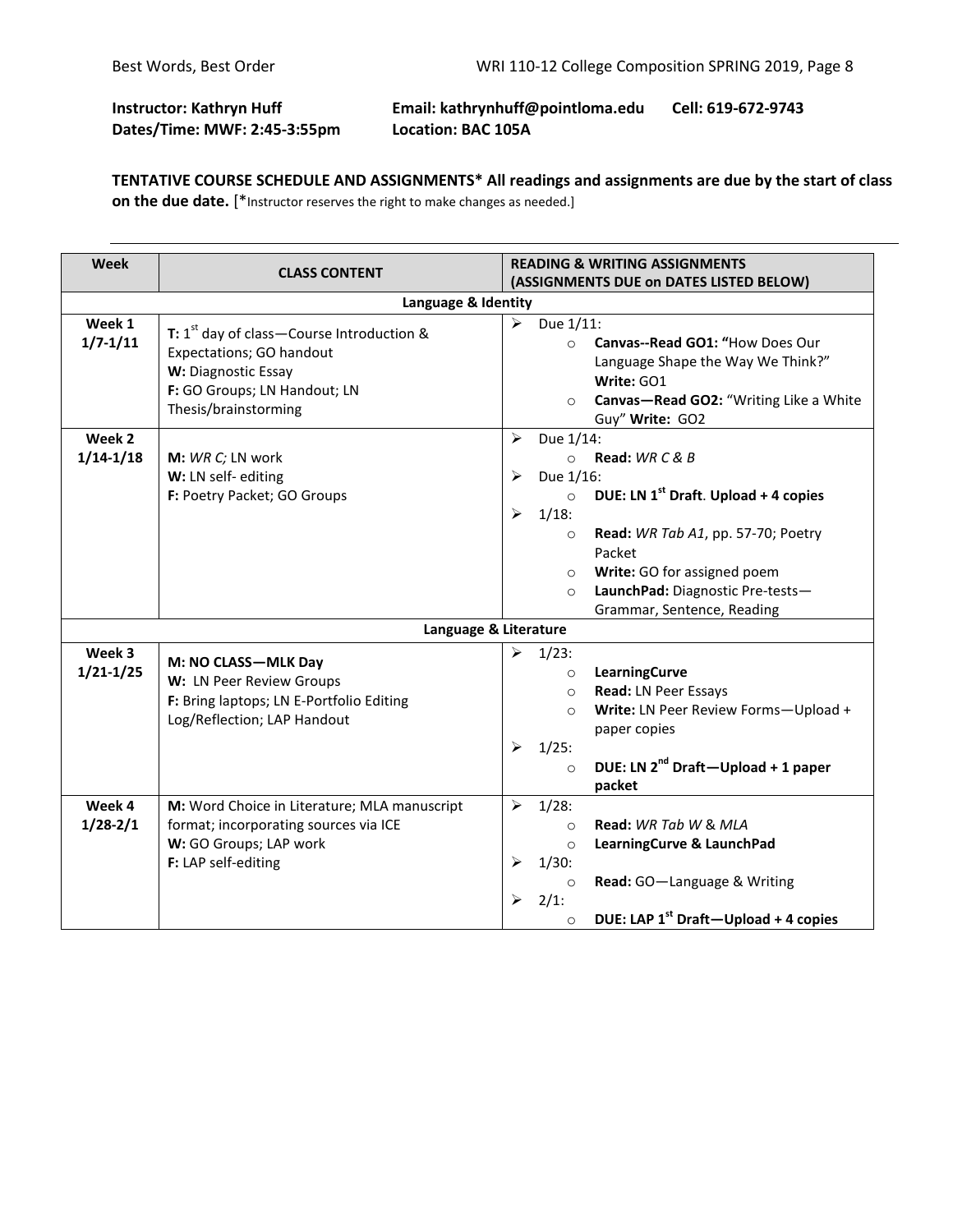**Instructor: Kathryn Huff** **Email: kathrynhuff@pointloma.edu** **Cell: 619-672-9743**
**Dates/Time: MWF: 2:45-3:55pm** **Location: BAC 105A**

**TENTATIVE COURSE SCHEDULE AND ASSIGNMENTS* All readings and assignments are due by the start of class on the due date.** [*Instructor reserves the right to make changes as needed.]

| Week | CLASS CONTENT | READING & WRITING ASSIGNMENTS (ASSIGNMENTS DUE on DATES LISTED BELOW) |
|---|---|---|
| | **Language & Identity** | |
| **Week 1 1/7-1/11** | **T:** 1st day of class—Course Introduction & Expectations; GO handout<br>**W:** Diagnostic Essay<br>**F:** GO Groups; LN Handout; LN Thesis/brainstorming | ➢ Due 1/11:<br>○ **Canvas--Read GO1: "**How Does Our Language Shape the Way We Think?" **Write:** GO1<br>○ **Canvas—Read GO2:** "Writing Like a White Guy" **Write:** GO2 |
| **Week 2 1/14-1/18** | **M:** *WR C;* LN work<br>**W:** LN self- editing<br>**F:** Poetry Packet; GO Groups | ➢ Due 1/14:<br>○ **Read:** *WR C & B*<br>➢ Due 1/16:<br>○ **DUE: LN 1st Draft**. **Upload + 4 copies**<br>➢ 1/18:<br>○ **Read:** *WR Tab A1*, pp. 57-70; Poetry Packet<br>○ **Write:** GO for assigned poem<br>○ **LaunchPad:** Diagnostic Pre-tests—Grammar, Sentence, Reading |
| | **Language & Literature** | |
| **Week 3 1/21-1/25** | **M: NO CLASS—MLK Day**<br>**W:** LN Peer Review Groups<br>**F:** Bring laptops; LN E-Portfolio Editing Log/Reflection; LAP Handout | ➢ 1/23:<br>○ **LearningCurve**<br>○ **Read:** LN Peer Essays<br>○ **Write:** LN Peer Review Forms—Upload + paper copies<br>➢ 1/25:<br>○ **DUE: LN 2nd Draft—Upload + 1 paper packet** |
| **Week 4 1/28-2/1** | **M:** Word Choice in Literature; MLA manuscript format; incorporating sources via ICE<br>**W:** GO Groups; LAP work<br>**F:** LAP self-editing | ➢ 1/28:<br>○ **Read:** *WR Tab W* & *MLA*<br>○ **LearningCurve & LaunchPad**<br>➢ 1/30:<br>○ **Read:** GO—Language & Writing<br>➢ 2/1:<br>○ **DUE: LAP 1st Draft—Upload + 4 copies** |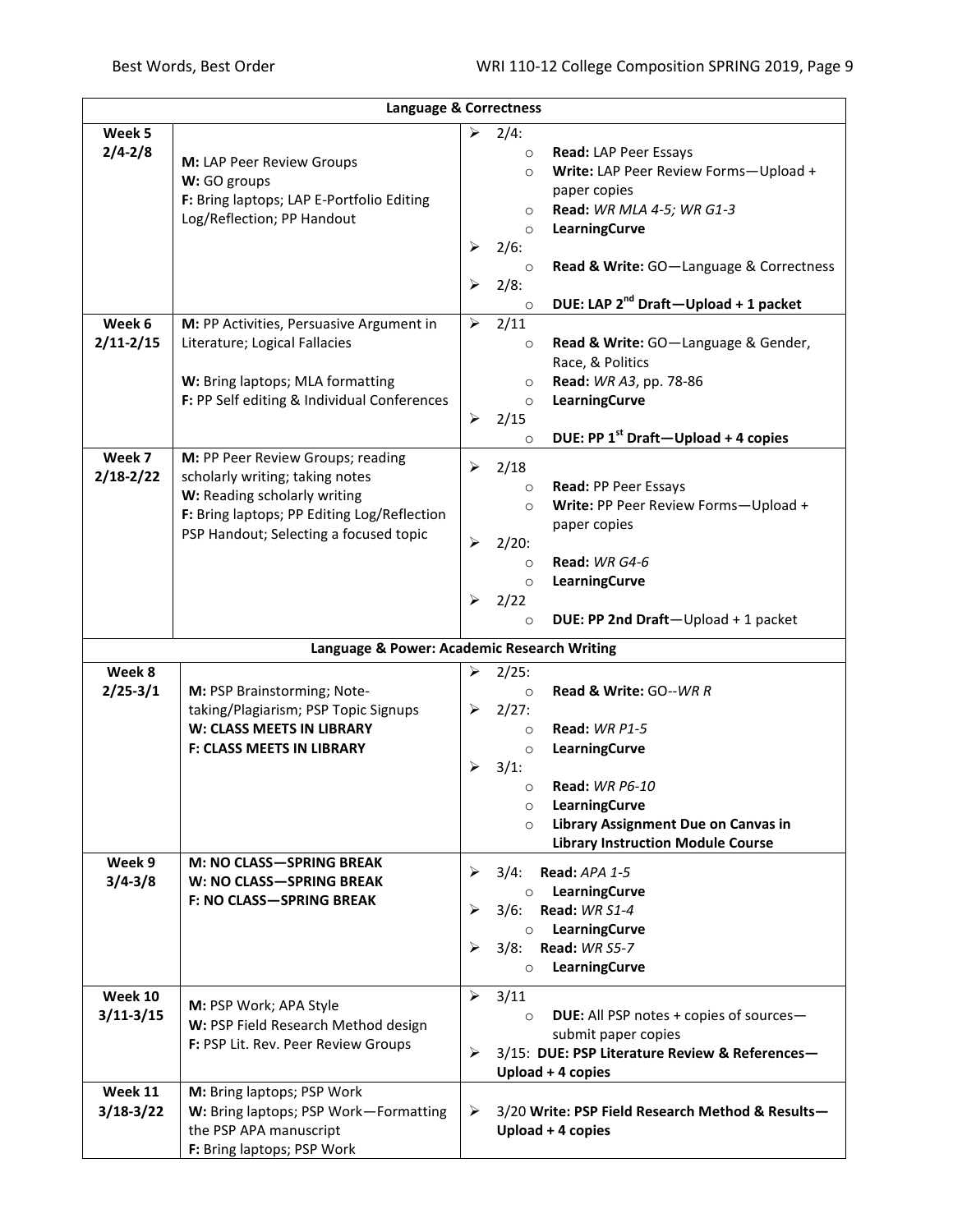| Language & Correctness | | |
|---|---|---|
| **Week 5** **2/4-2/8** | **M:** LAP Peer Review Groups<br>**W:** GO groups<br>**F:** Bring laptops; LAP E-Portfolio Editing Log/Reflection; PP Handout | ➢ 2/4:<br>○ **Read:** LAP Peer Essays<br>○ **Write:** LAP Peer Review Forms—Upload + paper copies<br>○ **Read:** *WR MLA 4-5; WR G1-3*<br>○ **LearningCurve**<br>➢ 2/6:<br>○ **Read & Write:** GO—Language & Correctness<br>➢ 2/8:<br>○ **DUE: LAP 2nd Draft—Upload + 1 packet** |
| **Week 6** **2/11-2/15** | **M:** PP Activities, Persuasive Argument in Literature; Logical Fallacies<br><br>**W:** Bring laptops; MLA formatting<br>**F:** PP Self editing & Individual Conferences | ➢ 2/11<br>○ **Read & Write:** GO—Language & Gender, Race, & Politics<br>○ **Read:** *WR A3*, pp. 78-86<br>○ **LearningCurve**<br>➢ 2/15<br>○ **DUE: PP 1st Draft—Upload + 4 copies** |
| **Week 7** **2/18-2/22** | **M:** PP Peer Review Groups; reading scholarly writing; taking notes<br>**W:** Reading scholarly writing<br>**F:** Bring laptops; PP Editing Log/Reflection PSP Handout; Selecting a focused topic | ➢ 2/18<br>○ **Read:** PP Peer Essays<br>○ **Write:** PP Peer Review Forms—Upload + paper copies<br>➢ 2/20:<br>○ **Read:** *WR G4-6*<br>○ **LearningCurve**<br>➢ 2/22<br>○ **DUE: PP 2nd Draft**—Upload + 1 packet |
| **Language & Power: Academic Research Writing** | | |
| **Week 8** **2/25-3/1** | **M:** PSP Brainstorming; Note-taking/Plagiarism; PSP Topic Signups<br>**W: CLASS MEETS IN LIBRARY**<br>**F: CLASS MEETS IN LIBRARY** | ➢ 2/25:<br>○ **Read & Write:** GO--*WR R*<br>➢ 2/27:<br>○ **Read:** *WR P1-5*<br>○ **LearningCurve**<br>➢ 3/1:<br>○ **Read:** *WR P6-10*<br>○ **LearningCurve**<br>○ **Library Assignment Due on Canvas in Library Instruction Module Course** |
| **Week 9** **3/4-3/8** | **M: NO CLASS—SPRING BREAK**<br>**W: NO CLASS—SPRING BREAK**<br>**F: NO CLASS—SPRING BREAK** | ➢ 3/4: **Read:** *APA 1-5*<br>○ **LearningCurve**<br>➢ 3/6: **Read:** *WR S1-4*<br>○ **LearningCurve**<br>➢ 3/8: **Read:** *WR S5-7*<br>○ **LearningCurve** |
| **Week 10** **3/11-3/15** | **M:** PSP Work; APA Style<br>**W:** PSP Field Research Method design<br>**F:** PSP Lit. Rev. Peer Review Groups | ➢ 3/11<br>○ **DUE:** All PSP notes + copies of sources—submit paper copies<br>➢ 3/15: **DUE: PSP Literature Review & References—Upload + 4 copies** |
| **Week 11** **3/18-3/22** | **M:** Bring laptops; PSP Work<br>**W:** Bring laptops; PSP Work—Formatting the PSP APA manuscript<br>**F:** Bring laptops; PSP Work | ➢ 3/20 **Write: PSP Field Research Method & Results—Upload + 4 copies** |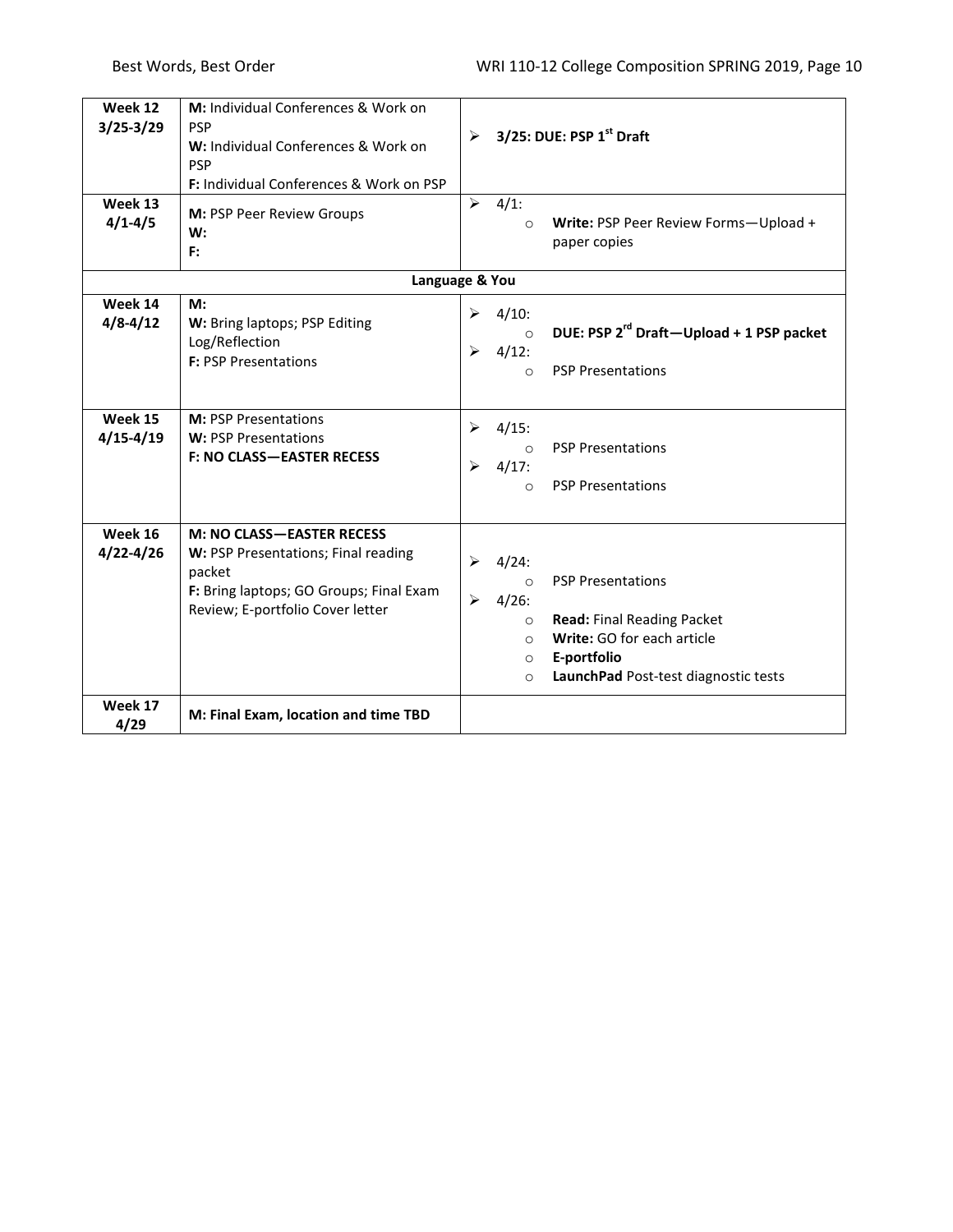| | | |
|---|---|---|
| **Week 12 3/25-3/29** | **M:** Individual Conferences & Work on PSP<br>**W:** Individual Conferences & Work on PSP<br>**F:** Individual Conferences & Work on PSP | ➢ **3/25: DUE: PSP 1st Draft** |
| **Week 13 4/1-4/5** | **M:** PSP Peer Review Groups<br>**W:**<br>**F:** | ➢ 4/1:<br>○ **Write:** PSP Peer Review Forms—Upload + paper copies |
| | **Language & You** | |
| **Week 14 4/8-4/12** | **M:**<br>**W:** Bring laptops; PSP Editing Log/Reflection<br>**F:** PSP Presentations | ➢ 4/10:<br>○ **DUE: PSP 2rd Draft—Upload + 1 PSP packet**<br>➢ 4/12:<br>○ PSP Presentations |
| **Week 15 4/15-4/19** | **M:** PSP Presentations<br>**W:** PSP Presentations<br>**F: NO CLASS—EASTER RECESS** | ➢ 4/15:<br>○ PSP Presentations<br>➢ 4/17:<br>○ PSP Presentations |
| **Week 16 4/22-4/26** | **M: NO CLASS—EASTER RECESS**<br>**W:** PSP Presentations; Final reading packet<br>**F:** Bring laptops; GO Groups; Final Exam Review; E-portfolio Cover letter | ➢ 4/24:<br>○ PSP Presentations<br>➢ 4/26:<br>○ **Read:** Final Reading Packet<br>○ **Write:** GO for each article<br>○ **E-portfolio**<br>○ **LaunchPad** Post-test diagnostic tests |
| **Week 17 4/29** | **M: Final Exam, location and time TBD** | |